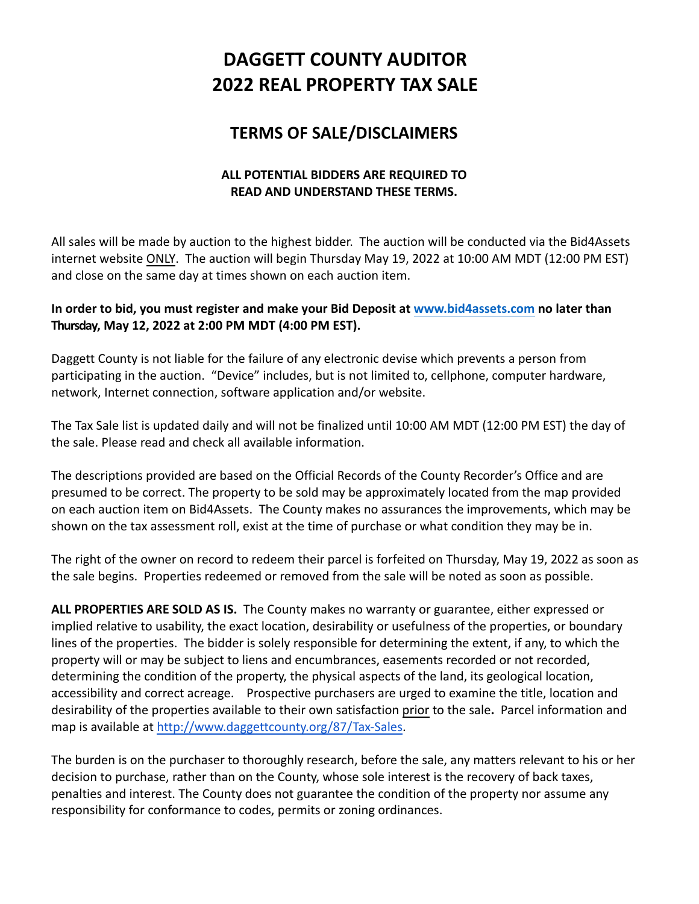# DAGGETT COUNTY AUDITOR
# 2022 REAL PROPERTY TAX SALE

## TERMS OF SALE/DISCLAIMERS

**ALL POTENTIAL BIDDERS ARE REQUIRED TO READ AND UNDERSTAND THESE TERMS.**

All sales will be made by auction to the highest bidder. The auction will be conducted via the Bid4Assets internet website ONLY. The auction will begin Thursday May 19, 2022 at 10:00 AM MDT (12:00 PM EST) and close on the same day at times shown on each auction item.

**In order to bid, you must register and make your Bid Deposit at [www.bid4assets.com](www.bid4assets.com) no later than Thursday, May 12, 2022 at 2:00 PM MDT (4:00 PM EST).**

Daggett County is not liable for the failure of any electronic devise which prevents a person from participating in the auction. "Device" includes, but is not limited to, cellphone, computer hardware, network, Internet connection, software application and/or website.

The Tax Sale list is updated daily and will not be finalized until 10:00 AM MDT (12:00 PM EST) the day of the sale. Please read and check all available information.

The descriptions provided are based on the Official Records of the County Recorder's Office and are presumed to be correct. The property to be sold may be approximately located from the map provided on each auction item on Bid4Assets. The County makes no assurances the improvements, which may be shown on the tax assessment roll, exist at the time of purchase or what condition they may be in.

The right of the owner on record to redeem their parcel is forfeited on Thursday, May 19, 2022 as soon as the sale begins. Properties redeemed or removed from the sale will be noted as soon as possible.

**ALL PROPERTIES ARE SOLD AS IS.** The County makes no warranty or guarantee, either expressed or implied relative to usability, the exact location, desirability or usefulness of the properties, or boundary lines of the properties. The bidder is solely responsible for determining the extent, if any, to which the property will or may be subject to liens and encumbrances, easements recorded or not recorded, determining the condition of the property, the physical aspects of the land, its geological location, accessibility and correct acreage. Prospective purchasers are urged to examine the title, location and desirability of the properties available to their own satisfaction prior to the sale**.** Parcel information and map is available at [http://www.daggettcounty.org/87/Tax-Sales](http://www.daggettcounty.org/87/Tax-Sales).

The burden is on the purchaser to thoroughly research, before the sale, any matters relevant to his or her decision to purchase, rather than on the County, whose sole interest is the recovery of back taxes, penalties and interest. The County does not guarantee the condition of the property nor assume any responsibility for conformance to codes, permits or zoning ordinances.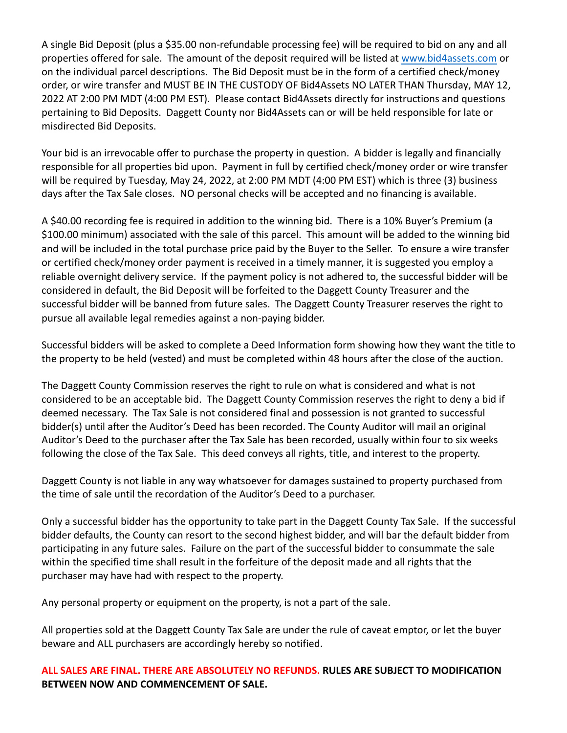A single Bid Deposit (plus a $35.00 non-refundable processing fee) will be required to bid on any and all properties offered for sale. The amount of the deposit required will be listed at www.bid4assets.com or on the individual parcel descriptions. The Bid Deposit must be in the form of a certified check/money order, or wire transfer and MUST BE IN THE CUSTODY OF Bid4Assets NO LATER THAN Thursday, MAY 12, 2022 AT 2:00 PM MDT (4:00 PM EST). Please contact Bid4Assets directly for instructions and questions pertaining to Bid Deposits. Daggett County nor Bid4Assets can or will be held responsible for late or misdirected Bid Deposits.

Your bid is an irrevocable offer to purchase the property in question. A bidder is legally and financially responsible for all properties bid upon. Payment in full by certified check/money order or wire transfer will be required by Tuesday, May 24, 2022, at 2:00 PM MDT (4:00 PM EST) which is three (3) business days after the Tax Sale closes. NO personal checks will be accepted and no financing is available.

A $40.00 recording fee is required in addition to the winning bid. There is a 10% Buyer's Premium (a $100.00 minimum) associated with the sale of this parcel. This amount will be added to the winning bid and will be included in the total purchase price paid by the Buyer to the Seller. To ensure a wire transfer or certified check/money order payment is received in a timely manner, it is suggested you employ a reliable overnight delivery service. If the payment policy is not adhered to, the successful bidder will be considered in default, the Bid Deposit will be forfeited to the Daggett County Treasurer and the successful bidder will be banned from future sales. The Daggett County Treasurer reserves the right to pursue all available legal remedies against a non-paying bidder.

Successful bidders will be asked to complete a Deed Information form showing how they want the title to the property to be held (vested) and must be completed within 48 hours after the close of the auction.

The Daggett County Commission reserves the right to rule on what is considered and what is not considered to be an acceptable bid. The Daggett County Commission reserves the right to deny a bid if deemed necessary. The Tax Sale is not considered final and possession is not granted to successful bidder(s) until after the Auditor's Deed has been recorded. The County Auditor will mail an original Auditor's Deed to the purchaser after the Tax Sale has been recorded, usually within four to six weeks following the close of the Tax Sale. This deed conveys all rights, title, and interest to the property.

Daggett County is not liable in any way whatsoever for damages sustained to property purchased from the time of sale until the recordation of the Auditor's Deed to a purchaser.

Only a successful bidder has the opportunity to take part in the Daggett County Tax Sale. If the successful bidder defaults, the County can resort to the second highest bidder, and will bar the default bidder from participating in any future sales. Failure on the part of the successful bidder to consummate the sale within the specified time shall result in the forfeiture of the deposit made and all rights that the purchaser may have had with respect to the property.

Any personal property or equipment on the property, is not a part of the sale.

All properties sold at the Daggett County Tax Sale are under the rule of caveat emptor, or let the buyer beware and ALL purchasers are accordingly hereby so notified.

**ALL SALES ARE FINAL. THERE ARE ABSOLUTELY NO REFUNDS. RULES ARE SUBJECT TO MODIFICATION BETWEEN NOW AND COMMENCEMENT OF SALE.**